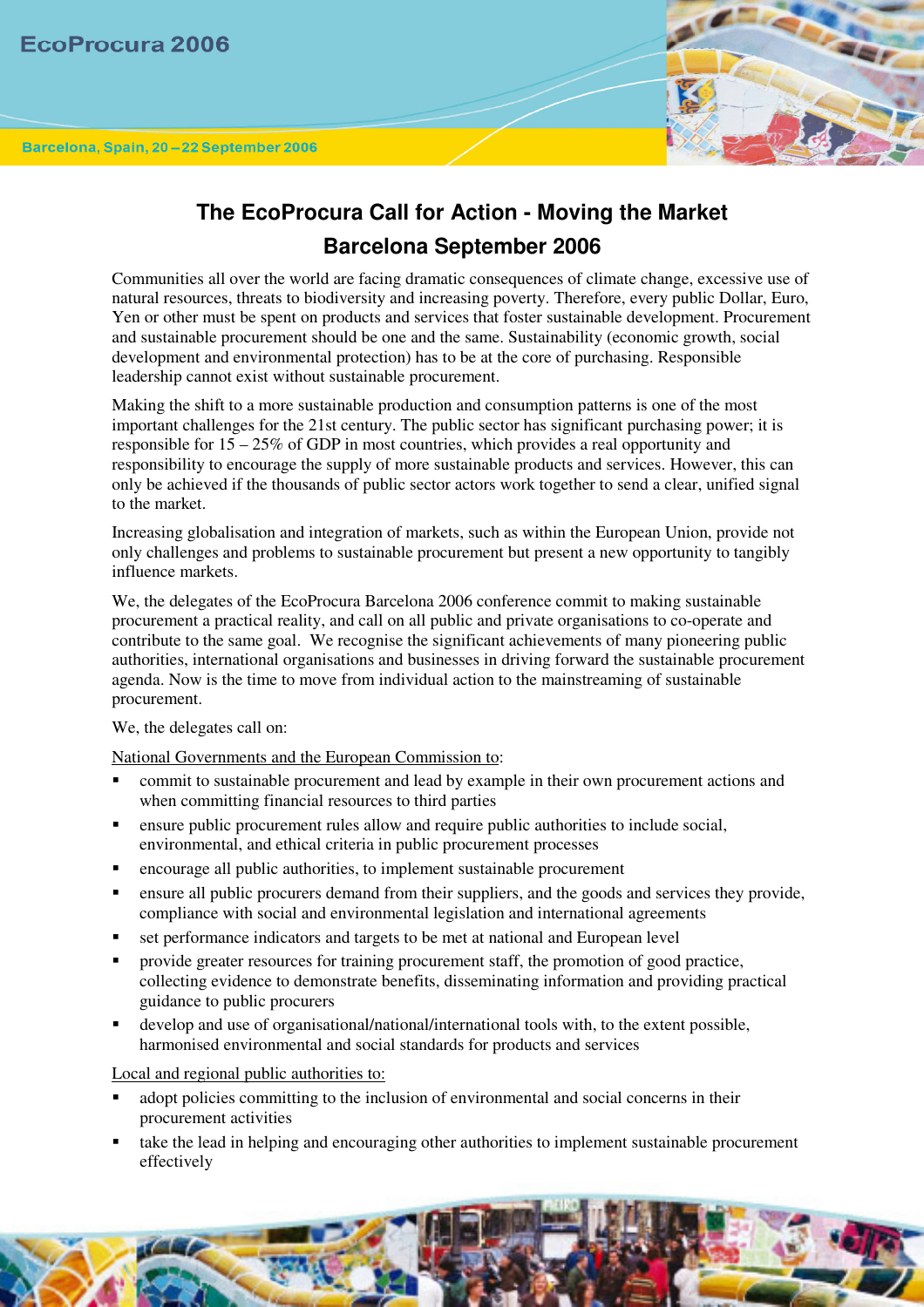# The EcoProcura Call for Action - Moving the Market

## Barcelona September 2006

Communities all over the world are facing dramatic consequences of climate change, excessive use of natural resources, threats to biodiversity and increasing poverty. Therefore, every public Dollar, Euro, Yen or other must be spent on products and services that foster sustainable development. Procurement and sustainable procurement should be one and the same. Sustainability (economic growth, social development and environmental protection) has to be at the core of purchasing. Responsible leadership cannot exist without sustainable procurement.

Making the shift to a more sustainable production and consumption patterns is one of the most important challenges for the 21st century. The public sector has significant purchasing power; it is responsible for 15 – 25% of GDP in most countries, which provides a real opportunity and responsibility to encourage the supply of more sustainable products and services. However, this can only be achieved if the thousands of public sector actors work together to send a clear, unified signal to the market.

Increasing globalisation and integration of markets, such as within the European Union, provide not only challenges and problems to sustainable procurement but present a new opportunity to tangibly influence markets.

We, the delegates of the EcoProcura Barcelona 2006 conference commit to making sustainable procurement a practical reality, and call on all public and private organisations to co-operate and contribute to the same goal. We recognise the significant achievements of many pioneering public authorities, international organisations and businesses in driving forward the sustainable procurement agenda. Now is the time to move from individual action to the mainstreaming of sustainable procurement.

We, the delegates call on:

<u>National Governments and the European Commission to</u>:

- commit to sustainable procurement and lead by example in their own procurement actions and when committing financial resources to third parties
- ensure public procurement rules allow and require public authorities to include social, environmental, and ethical criteria in public procurement processes
- encourage all public authorities, to implement sustainable procurement
- ensure all public procurers demand from their suppliers, and the goods and services they provide, compliance with social and environmental legislation and international agreements
- set performance indicators and targets to be met at national and European level
- provide greater resources for training procurement staff, the promotion of good practice, collecting evidence to demonstrate benefits, disseminating information and providing practical guidance to public procurers
- develop and use of organisational/national/international tools with, to the extent possible, harmonised environmental and social standards for products and services

<u>Local and regional public authorities to:</u>

- adopt policies committing to the inclusion of environmental and social concerns in their procurement activities
- take the lead in helping and encouraging other authorities to implement sustainable procurement effectively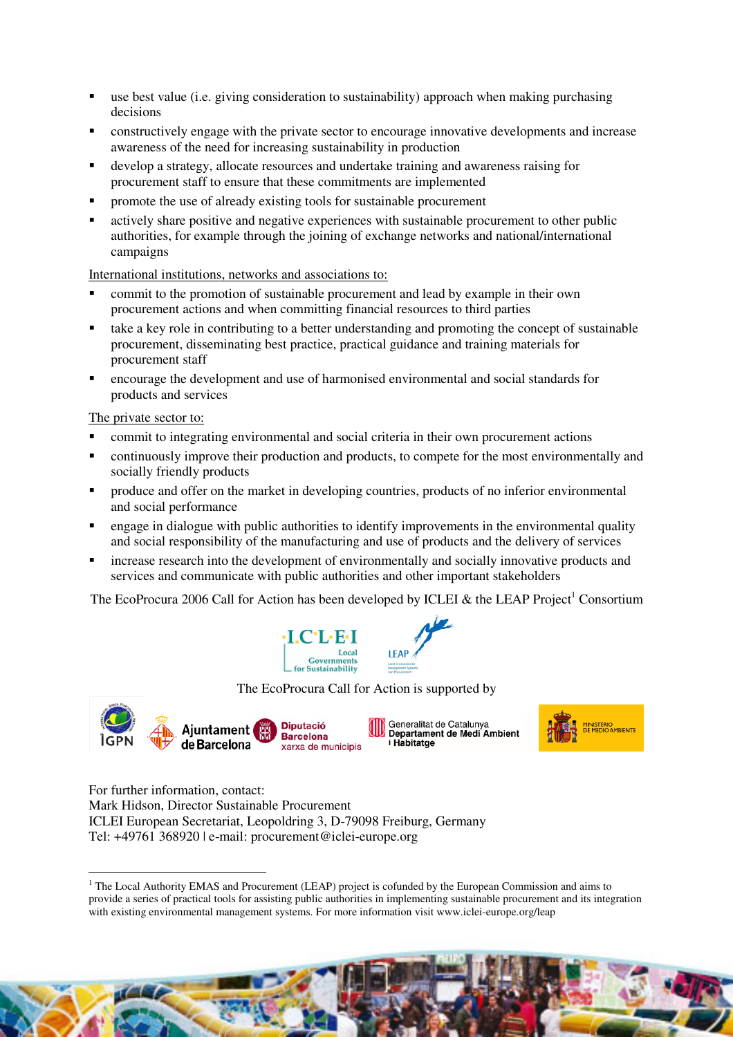- use best value (i.e. giving consideration to sustainability) approach when making purchasing decisions
- constructively engage with the private sector to encourage innovative developments and increase awareness of the need for increasing sustainability in production
- develop a strategy, allocate resources and undertake training and awareness raising for procurement staff to ensure that these commitments are implemented
- promote the use of already existing tools for sustainable procurement
- actively share positive and negative experiences with sustainable procurement to other public authorities, for example through the joining of exchange networks and national/international campaigns

International institutions, networks and associations to:

- commit to the promotion of sustainable procurement and lead by example in their own procurement actions and when committing financial resources to third parties
- take a key role in contributing to a better understanding and promoting the concept of sustainable procurement, disseminating best practice, practical guidance and training materials for procurement staff
- encourage the development and use of harmonised environmental and social standards for products and services

The private sector to:

- commit to integrating environmental and social criteria in their own procurement actions
- continuously improve their production and products, to compete for the most environmentally and socially friendly products
- produce and offer on the market in developing countries, products of no inferior environmental and social performance
- engage in dialogue with public authorities to identify improvements in the environmental quality and social responsibility of the manufacturing and use of products and the delivery of services
- increase research into the development of environmentally and socially innovative products and services and communicate with public authorities and other important stakeholders

The EcoProcura 2006 Call for Action has been developed by ICLEI & the LEAP Project[1] Consortium

The EcoProcura Call for Action is supported by

For further information, contact:
Mark Hidson, Director Sustainable Procurement
ICLEI European Secretariat, Leopoldring 3, D-79098 Freiburg, Germany
Tel: +49761 368920 | e-mail: procurement@iclei-europe.org

[1] The Local Authority EMAS and Procurement (LEAP) project is cofunded by the European Commission and aims to provide a series of practical tools for assisting public authorities in implementing sustainable procurement and its integration with existing environmental management systems. For more information visit www.iclei-europe.org/leap